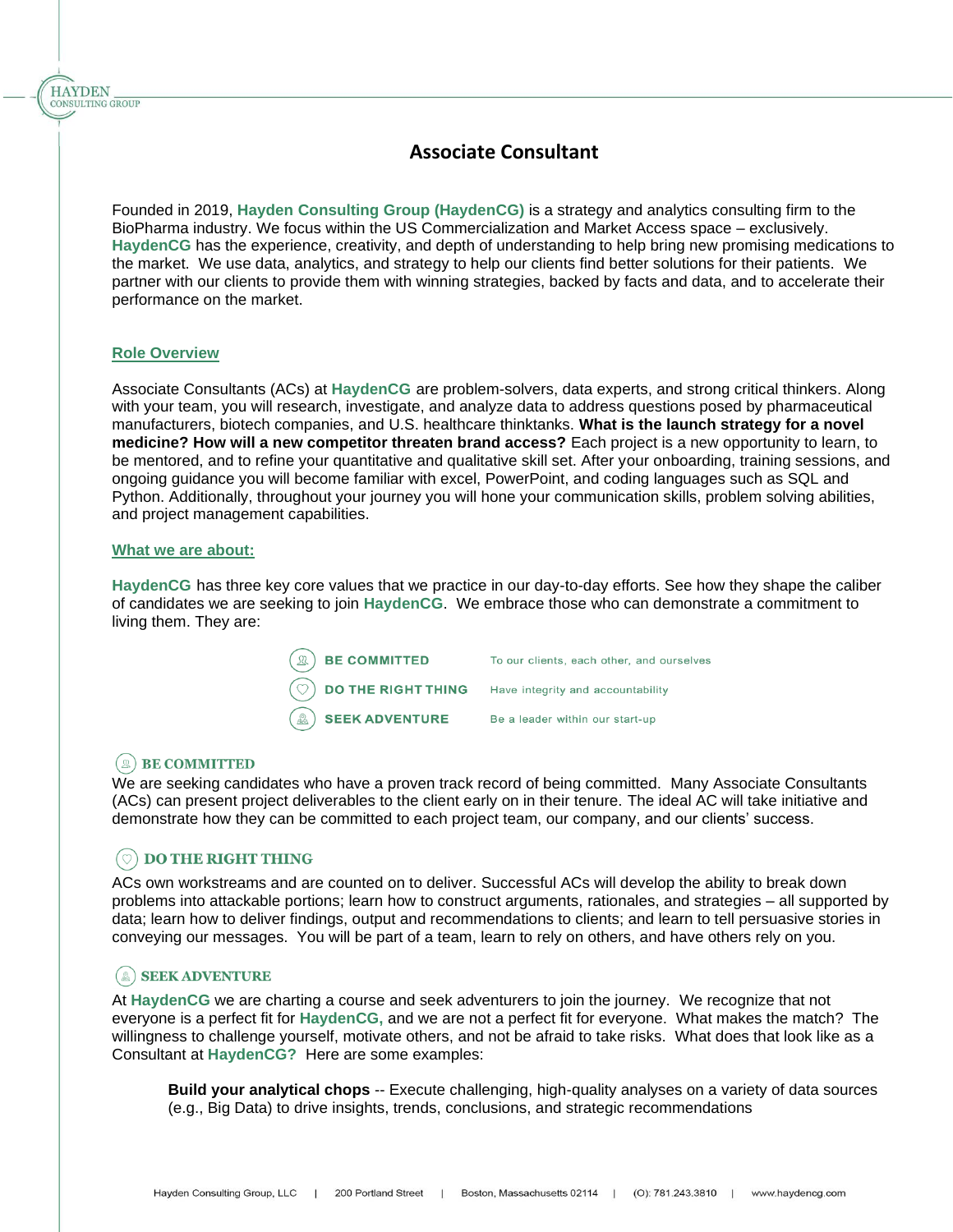# Associate Consultant

Founded in 2019, **Hayden Consulting Group (HaydenCG)** is a strategy and analytics consulting firm to the BioPharma industry. We focus within the US Commercialization and Market Access space – exclusively. **HaydenCG** has the experience, creativity, and depth of understanding to help bring new promising medications to the market. We use data, analytics, and strategy to help our clients find better solutions for their patients. We partner with our clients to provide them with winning strategies, backed by facts and data, and to accelerate their performance on the market.

## Role Overview

Associate Consultants (ACs) at **HaydenCG** are problem-solvers, data experts, and strong critical thinkers. Along with your team, you will research, investigate, and analyze data to address questions posed by pharmaceutical manufacturers, biotech companies, and U.S. healthcare thinktanks. **What is the launch strategy for a novel medicine? How will a new competitor threaten brand access?** Each project is a new opportunity to learn, to be mentored, and to refine your quantitative and qualitative skill set. After your onboarding, training sessions, and ongoing guidance you will become familiar with excel, PowerPoint, and coding languages such as SQL and Python. Additionally, throughout your journey you will hone your communication skills, problem solving abilities, and project management capabilities.

## What we are about:

**HaydenCG** has three key core values that we practice in our day-to-day efforts. See how they shape the caliber of candidates we are seeking to join **HaydenCG**. We embrace those who can demonstrate a commitment to living them. They are:

| | |
|---|---|
| **BE COMMITTED** | To our clients, each other, and ourselves |
| **DO THE RIGHT THING** | Have integrity and accountability |
| **SEEK ADVENTURE** | Be a leader within our start-up |

### BE COMMITTED

We are seeking candidates who have a proven track record of being committed. Many Associate Consultants (ACs) can present project deliverables to the client early on in their tenure. The ideal AC will take initiative and demonstrate how they can be committed to each project team, our company, and our clients' success.

### DO THE RIGHT THING

ACs own workstreams and are counted on to deliver. Successful ACs will develop the ability to break down problems into attackable portions; learn how to construct arguments, rationales, and strategies – all supported by data; learn how to deliver findings, output and recommendations to clients; and learn to tell persuasive stories in conveying our messages. You will be part of a team, learn to rely on others, and have others rely on you.

### SEEK ADVENTURE

At **HaydenCG** we are charting a course and seek adventurers to join the journey. We recognize that not everyone is a perfect fit for **HaydenCG,** and we are not a perfect fit for everyone. What makes the match? The willingness to challenge yourself, motivate others, and not be afraid to take risks. What does that look like as a Consultant at **HaydenCG?** Here are some examples:

**Build your analytical chops** -- Execute challenging, high-quality analyses on a variety of data sources (e.g., Big Data) to drive insights, trends, conclusions, and strategic recommendations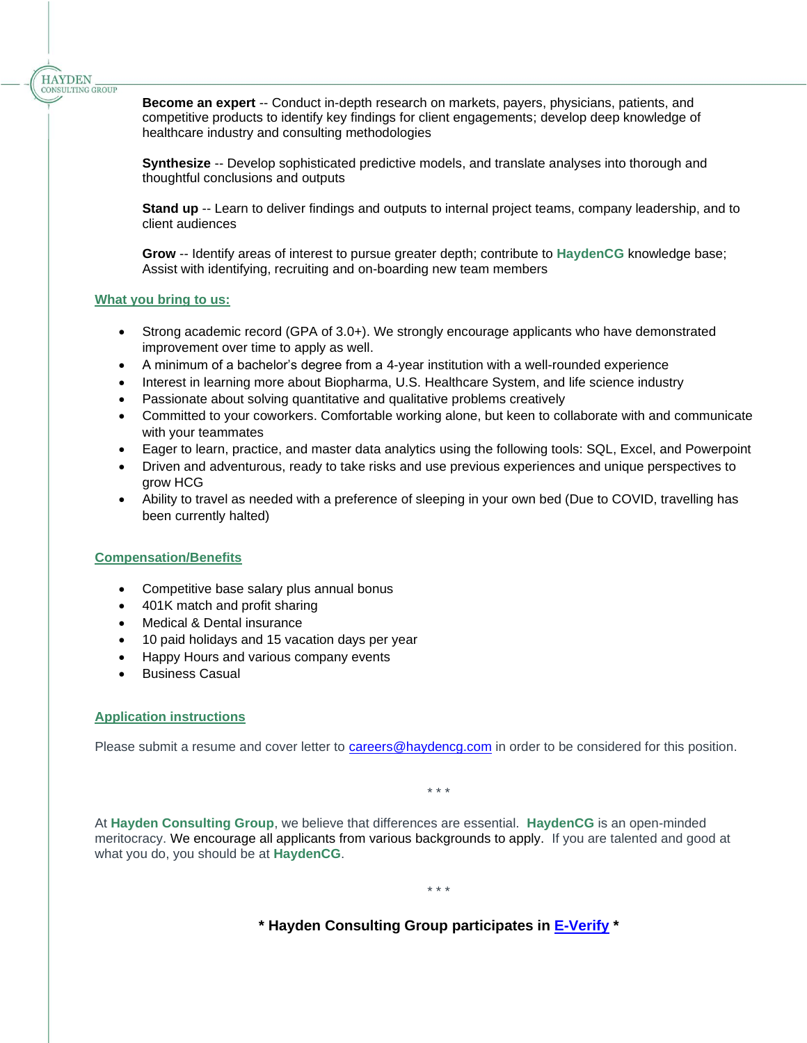**Become an expert** -- Conduct in-depth research on markets, payers, physicians, patients, and competitive products to identify key findings for client engagements; develop deep knowledge of healthcare industry and consulting methodologies

**Synthesize** -- Develop sophisticated predictive models, and translate analyses into thorough and thoughtful conclusions and outputs

**Stand up** -- Learn to deliver findings and outputs to internal project teams, company leadership, and to client audiences

**Grow** -- Identify areas of interest to pursue greater depth; contribute to **HaydenCG** knowledge base; Assist with identifying, recruiting and on-boarding new team members

## What you bring to us:

- Strong academic record (GPA of 3.0+). We strongly encourage applicants who have demonstrated improvement over time to apply as well.
- A minimum of a bachelor's degree from a 4-year institution with a well-rounded experience
- Interest in learning more about Biopharma, U.S. Healthcare System, and life science industry
- Passionate about solving quantitative and qualitative problems creatively
- Committed to your coworkers. Comfortable working alone, but keen to collaborate with and communicate with your teammates
- Eager to learn, practice, and master data analytics using the following tools: SQL, Excel, and Powerpoint
- Driven and adventurous, ready to take risks and use previous experiences and unique perspectives to grow HCG
- Ability to travel as needed with a preference of sleeping in your own bed (Due to COVID, travelling has been currently halted)

## Compensation/Benefits

- Competitive base salary plus annual bonus
- 401K match and profit sharing
- Medical & Dental insurance
- 10 paid holidays and 15 vacation days per year
- Happy Hours and various company events
- Business Casual

## Application instructions

Please submit a resume and cover letter to careers@haydencg.com in order to be considered for this position.

\* \* \*

At **Hayden Consulting Group**, we believe that differences are essential. **HaydenCG** is an open-minded meritocracy. We encourage all applicants from various backgrounds to apply. If you are talented and good at what you do, you should be at **HaydenCG**.

\* \* \*

**\* Hayden Consulting Group participates in E-Verify \***